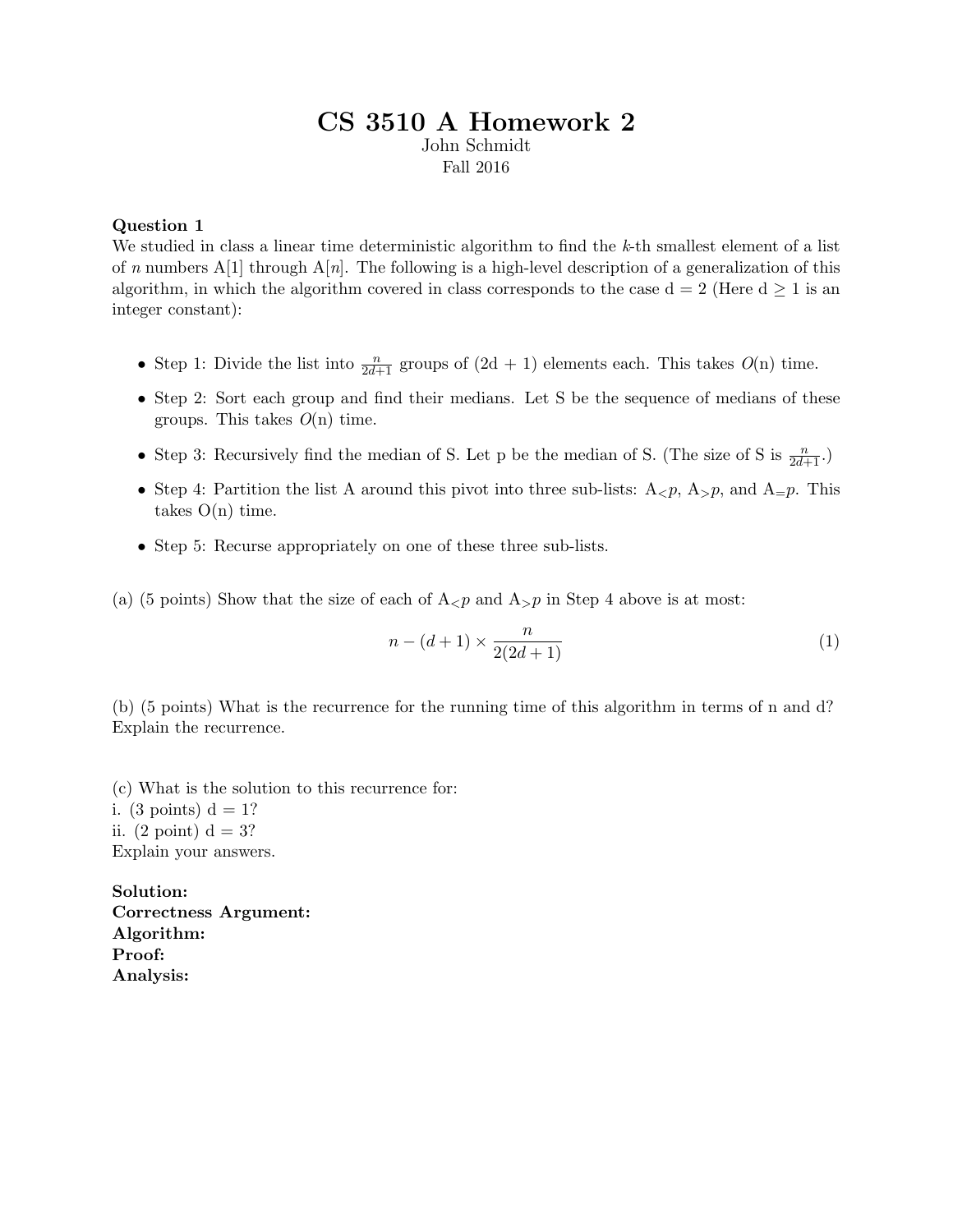# CS 3510 A Homework 2

John Schmidt

Fall 2016

**Question 1**

We studied in class a linear time deterministic algorithm to find the $k$-th smallest element of a list of $n$ numbers A[1] through A[$n$]. The following is a high-level description of a generalization of this algorithm, in which the algorithm covered in class corresponds to the case d = 2 (Here d $\geq$ 1 is an integer constant):

- Step 1: Divide the list into $\frac{n}{2d+1}$ groups of (2d + 1) elements each. This takes $O$(n) time.
- Step 2: Sort each group and find their medians. Let S be the sequence of medians of these groups. This takes $O$(n) time.
- Step 3: Recursively find the median of S. Let p be the median of S. (The size of S is $\frac{n}{2d+1}$.)
- Step 4: Partition the list A around this pivot into three sub-lists: $A_{<}p$, $A_{>}p$, and $A_{=}p$. This takes O(n) time.
- Step 5: Recurse appropriately on one of these three sub-lists.

(a) (5 points) Show that the size of each of $A_{<}p$ and $A_{>}p$ in Step 4 above is at most:

$$n - (d+1) \times \frac{n}{2(2d+1)} \tag{1}$$

(b) (5 points) What is the recurrence for the running time of this algorithm in terms of n and d? Explain the recurrence.

(c) What is the solution to this recurrence for:

i. (3 points) d = 1?

ii. (2 point) d = 3?

Explain your answers.

**Solution:**

**Correctness Argument:**

**Algorithm:**

**Proof:**

**Analysis:**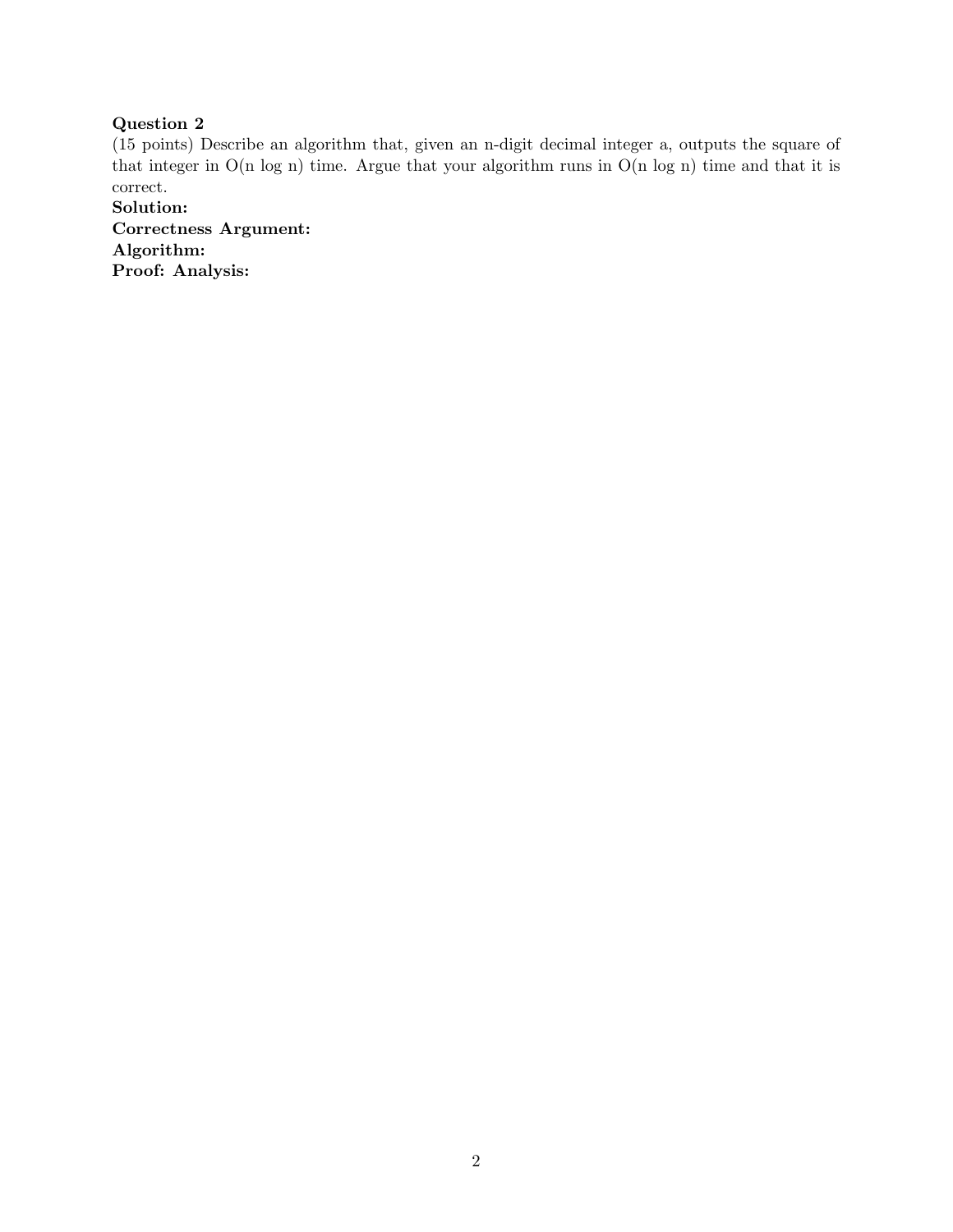**Question 2**

(15 points) Describe an algorithm that, given an n-digit decimal integer a, outputs the square of that integer in O(n log n) time. Argue that your algorithm runs in O(n log n) time and that it is correct.

**Solution:**

**Correctness Argument:**

**Algorithm:**

**Proof: Analysis:**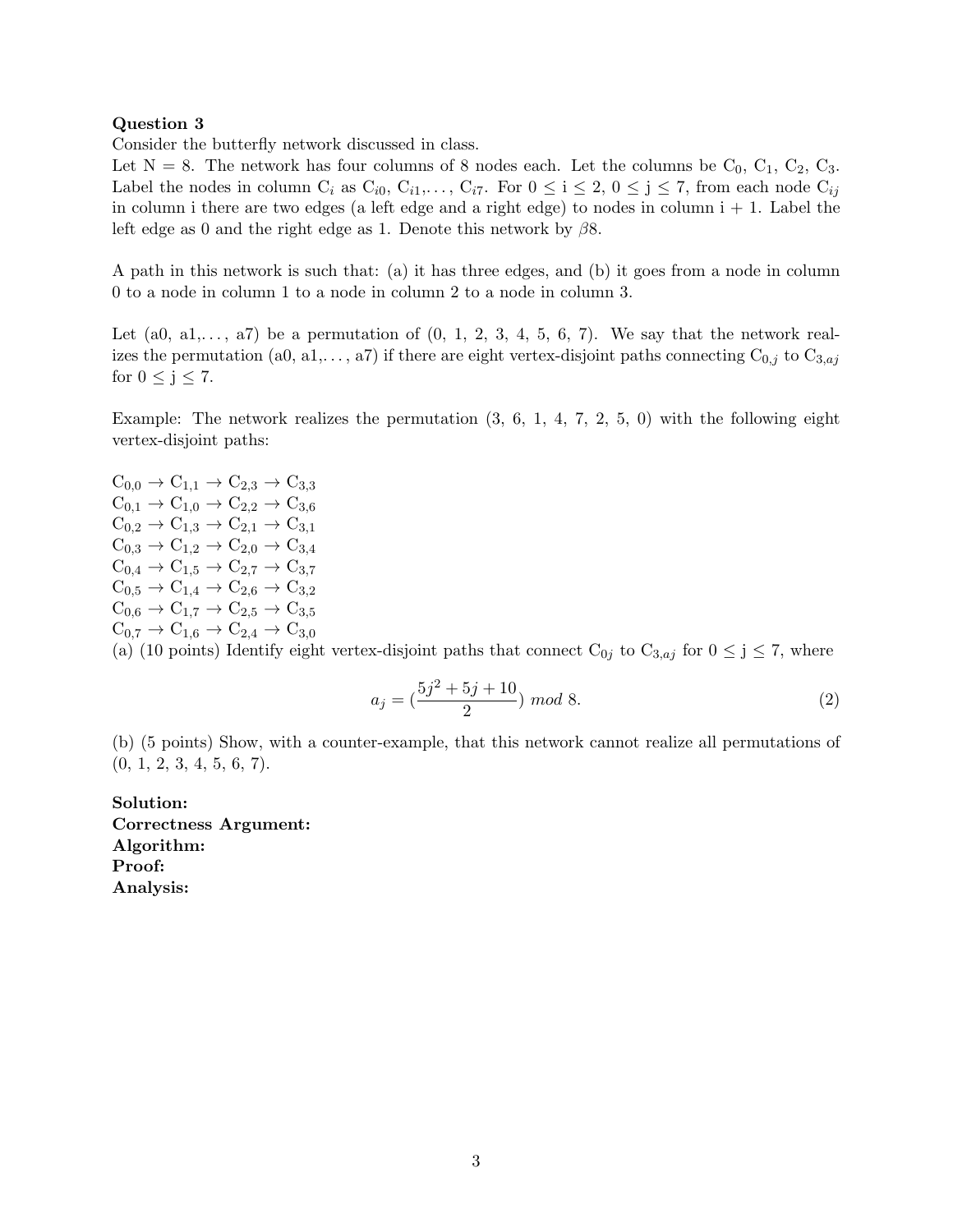**Question 3**

Consider the butterfly network discussed in class.

Let N = 8. The network has four columns of 8 nodes each. Let the columns be $C_0$, $C_1$, $C_2$, $C_3$. Label the nodes in column $C_i$ as $C_{i0}$, $C_{i1}$,..., $C_{i7}$. For $0 \leq i \leq 2$, $0 \leq j \leq 7$, from each node $C_{ij}$ in column i there are two edges (a left edge and a right edge) to nodes in column i + 1. Label the left edge as 0 and the right edge as 1. Denote this network by $\beta 8$.

A path in this network is such that: (a) it has three edges, and (b) it goes from a node in column 0 to a node in column 1 to a node in column 2 to a node in column 3.

Let (a0, a1,..., a7) be a permutation of (0, 1, 2, 3, 4, 5, 6, 7). We say that the network realizes the permutation (a0, a1,..., a7) if there are eight vertex-disjoint paths connecting $C_{0,j}$ to $C_{3,aj}$ for $0 \leq j \leq 7$.

Example: The network realizes the permutation (3, 6, 1, 4, 7, 2, 5, 0) with the following eight vertex-disjoint paths:

$C_{0,0} \rightarrow C_{1,1} \rightarrow C_{2,3} \rightarrow C_{3,3}$
$C_{0,1} \rightarrow C_{1,0} \rightarrow C_{2,2} \rightarrow C_{3,6}$
$C_{0,2} \rightarrow C_{1,3} \rightarrow C_{2,1} \rightarrow C_{3,1}$
$C_{0,3} \rightarrow C_{1,2} \rightarrow C_{2,0} \rightarrow C_{3,4}$
$C_{0,4} \rightarrow C_{1,5} \rightarrow C_{2,7} \rightarrow C_{3,7}$
$C_{0,5} \rightarrow C_{1,4} \rightarrow C_{2,6} \rightarrow C_{3,2}$
$C_{0,6} \rightarrow C_{1,7} \rightarrow C_{2,5} \rightarrow C_{3,5}$
$C_{0,7} \rightarrow C_{1,6} \rightarrow C_{2,4} \rightarrow C_{3,0}$

(a) (10 points) Identify eight vertex-disjoint paths that connect $C_{0j}$ to $C_{3,aj}$ for $0 \leq j \leq 7$, where

$$a_j = \left(\frac{5j^2 + 5j + 10}{2}\right) \bmod 8. \tag{2}$$

(b) (5 points) Show, with a counter-example, that this network cannot realize all permutations of (0, 1, 2, 3, 4, 5, 6, 7).

**Solution:**
**Correctness Argument:**
**Algorithm:**
**Proof:**
**Analysis:**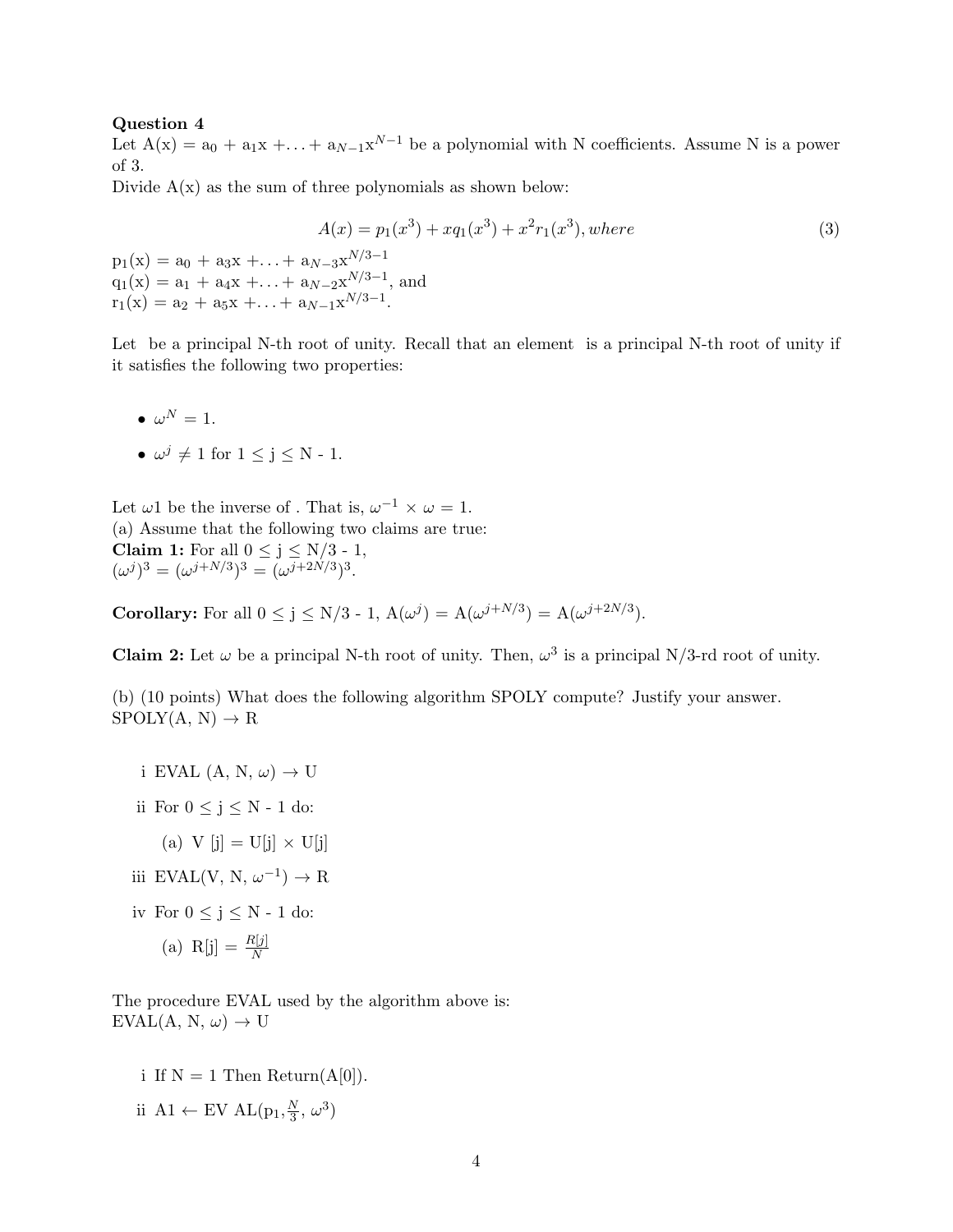**Question 4**

Let $A(x) = a_0 + a_1 x + \ldots + a_{N-1}x^{N-1}$ be a polynomial with N coefficients. Assume N is a power of 3.

Divide A(x) as the sum of three polynomials as shown below:

$$A(x) = p_1(x^3) + xq_1(x^3) + x^2 r_1(x^3), where \tag{3}$$

$p_1(x) = a_0 + a_3 x + \ldots + a_{N-3}x^{N/3-1}$
$q_1(x) = a_1 + a_4 x + \ldots + a_{N-2}x^{N/3-1}$, and
$r_1(x) = a_2 + a_5 x + \ldots + a_{N-1}x^{N/3-1}$.

Let be a principal N-th root of unity. Recall that an element is a principal N-th root of unity if it satisfies the following two properties:

- $\omega^N = 1$.
- $\omega^j \neq 1$ for $1 \leq j \leq N - 1$.

Let $\omega 1$ be the inverse of . That is, $\omega^{-1} \times \omega = 1$.

(a) Assume that the following two claims are true:

**Claim 1:** For all $0 \leq j \leq N/3 - 1$,
$(\omega^j)^3 = (\omega^{j+N/3})^3 = (\omega^{j+2N/3})^3$.

**Corollary:** For all $0 \leq j \leq N/3 - 1$, $A(\omega^j) = A(\omega^{j+N/3}) = A(\omega^{j+2N/3})$.

**Claim 2:** Let $\omega$ be a principal N-th root of unity. Then, $\omega^3$ is a principal N/3-rd root of unity.

(b) (10 points) What does the following algorithm SPOLY compute? Justify your answer.
SPOLY(A, N) $\rightarrow$ R

i EVAL (A, N, $\omega$) $\rightarrow$ U

ii For $0 \leq j \leq N - 1$ do:

 (a) V [j] = U[j] $\times$ U[j]

iii EVAL(V, N, $\omega^{-1}$) $\rightarrow$ R

iv For $0 \leq j \leq N - 1$ do:

 (a) R[j] = $\frac{R[j]}{N}$

The procedure EVAL used by the algorithm above is:
EVAL(A, N, $\omega$) $\rightarrow$ U

i If N = 1 Then Return(A[0]).

ii A1 $\leftarrow$ EV AL($p_1$, $\frac{N}{3}$, $\omega^3$)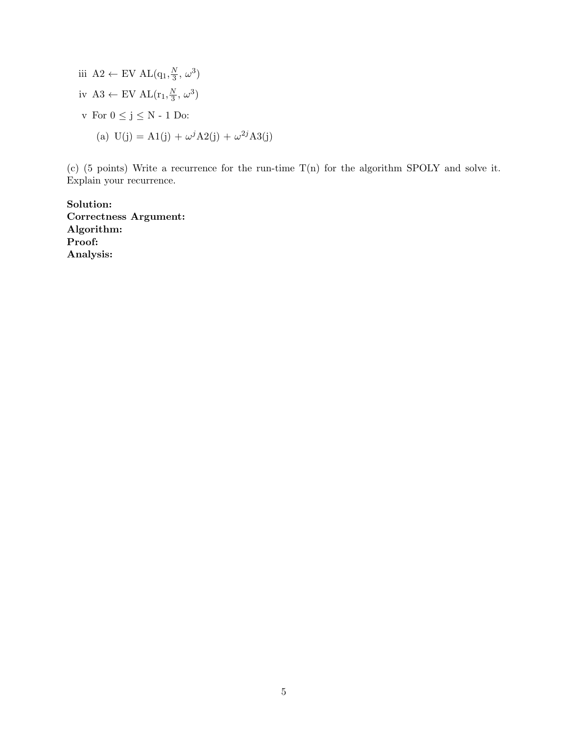iii A2 ← EV AL($q_1$, $\frac{N}{3}$, $\omega^3$)

iv A3 ← EV AL($r_1$, $\frac{N}{3}$, $\omega^3$)

v For $0 \leq j \leq N - 1$ Do:

(a) $U(j) = A1(j) + \omega^j A2(j) + \omega^{2j} A3(j)$

(c) (5 points) Write a recurrence for the run-time T(n) for the algorithm SPOLY and solve it. Explain your recurrence.

**Solution:**
**Correctness Argument:**
**Algorithm:**
**Proof:**
**Analysis:**